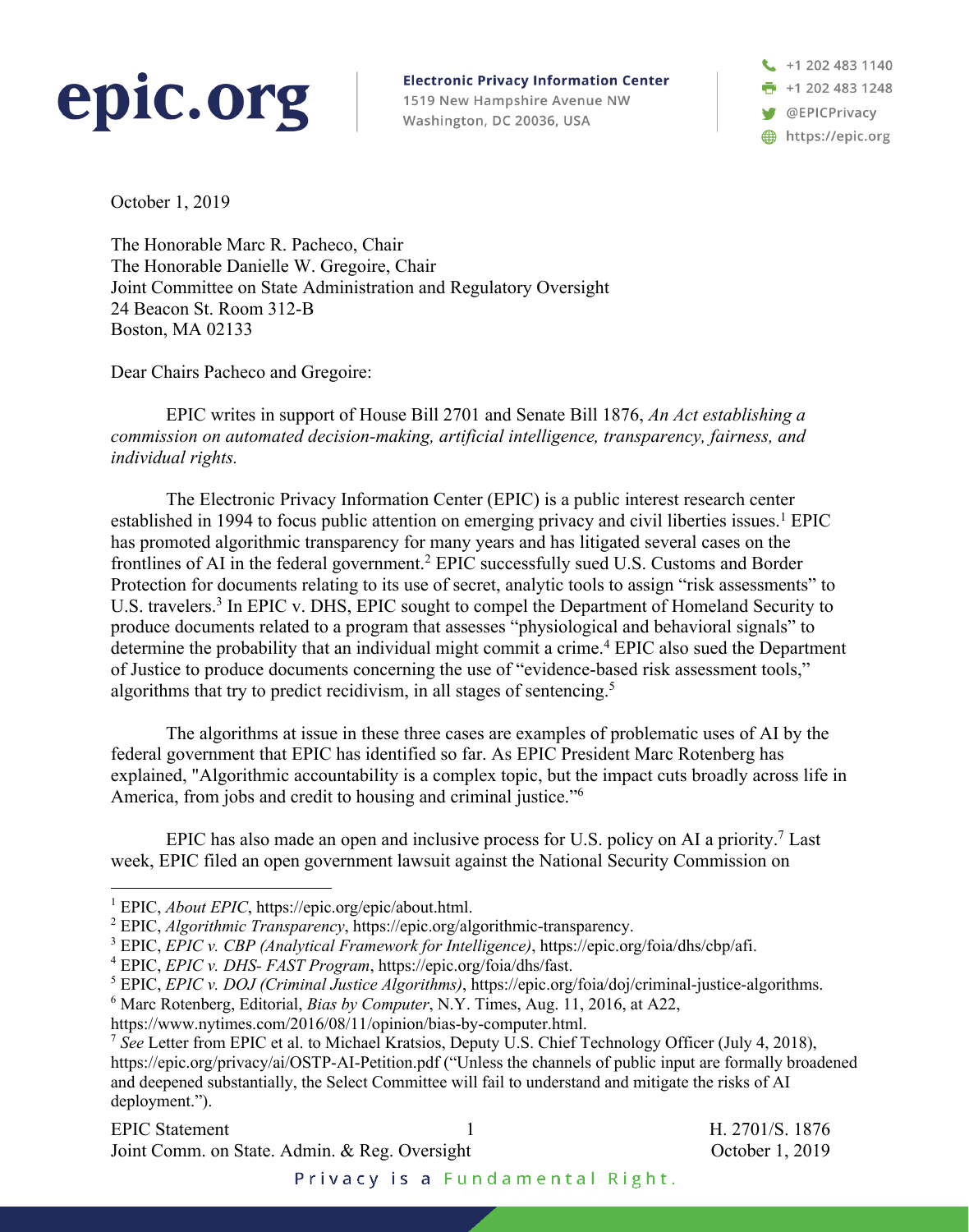**epic.org**

**Electronic Privacy Information Center**
1519 New Hampshire Avenue NW
Washington, DC 20036, USA

+1 202 483 1140
+1 202 483 1248
@EPICPrivacy
https://epic.org

October 1, 2019

The Honorable Marc R. Pacheco, Chair
The Honorable Danielle W. Gregoire, Chair
Joint Committee on State Administration and Regulatory Oversight
24 Beacon St. Room 312-B
Boston, MA 02133

Dear Chairs Pacheco and Gregoire:

EPIC writes in support of House Bill 2701 and Senate Bill 1876, *An Act establishing a commission on automated decision-making, artificial intelligence, transparency, fairness, and individual rights.*

The Electronic Privacy Information Center (EPIC) is a public interest research center established in 1994 to focus public attention on emerging privacy and civil liberties issues.[1] EPIC has promoted algorithmic transparency for many years and has litigated several cases on the frontlines of AI in the federal government.[2] EPIC successfully sued U.S. Customs and Border Protection for documents relating to its use of secret, analytic tools to assign "risk assessments" to U.S. travelers.[3] In EPIC v. DHS, EPIC sought to compel the Department of Homeland Security to produce documents related to a program that assesses "physiological and behavioral signals" to determine the probability that an individual might commit a crime.[4] EPIC also sued the Department of Justice to produce documents concerning the use of "evidence-based risk assessment tools," algorithms that try to predict recidivism, in all stages of sentencing.[5]

The algorithms at issue in these three cases are examples of problematic uses of AI by the federal government that EPIC has identified so far. As EPIC President Marc Rotenberg has explained, "Algorithmic accountability is a complex topic, but the impact cuts broadly across life in America, from jobs and credit to housing and criminal justice."[6]

EPIC has also made an open and inclusive process for U.S. policy on AI a priority.[7] Last week, EPIC filed an open government lawsuit against the National Security Commission on

---

[1] EPIC, *About EPIC*, https://epic.org/epic/about.html.
[2] EPIC, *Algorithmic Transparency*, https://epic.org/algorithmic-transparency.
[3] EPIC, *EPIC v. CBP (Analytical Framework for Intelligence)*, https://epic.org/foia/dhs/cbp/afi.
[4] EPIC, *EPIC v. DHS- FAST Program*, https://epic.org/foia/dhs/fast.
[5] EPIC, *EPIC v. DOJ (Criminal Justice Algorithms)*, https://epic.org/foia/doj/criminal-justice-algorithms.
[6] Marc Rotenberg, Editorial, *Bias by Computer*, N.Y. Times, Aug. 11, 2016, at A22, https://www.nytimes.com/2016/08/11/opinion/bias-by-computer.html.
[7] *See* Letter from EPIC et al. to Michael Kratsios, Deputy U.S. Chief Technology Officer (July 4, 2018), https://epic.org/privacy/ai/OSTP-AI-Petition.pdf ("Unless the channels of public input are formally broadened and deepened substantially, the Select Committee will fail to understand and mitigate the risks of AI deployment.").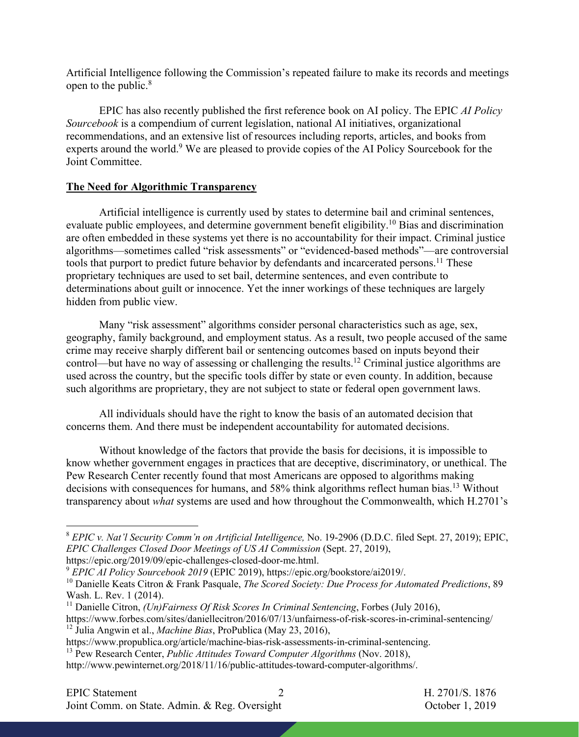Artificial Intelligence following the Commission's repeated failure to make its records and meetings open to the public.[8]

EPIC has also recently published the first reference book on AI policy. The EPIC *AI Policy Sourcebook* is a compendium of current legislation, national AI initiatives, organizational recommendations, and an extensive list of resources including reports, articles, and books from experts around the world.[9] We are pleased to provide copies of the AI Policy Sourcebook for the Joint Committee.

## **The Need for Algorithmic Transparency**

Artificial intelligence is currently used by states to determine bail and criminal sentences, evaluate public employees, and determine government benefit eligibility.[10] Bias and discrimination are often embedded in these systems yet there is no accountability for their impact. Criminal justice algorithms—sometimes called "risk assessments" or "evidenced-based methods"—are controversial tools that purport to predict future behavior by defendants and incarcerated persons.[11] These proprietary techniques are used to set bail, determine sentences, and even contribute to determinations about guilt or innocence. Yet the inner workings of these techniques are largely hidden from public view.

Many "risk assessment" algorithms consider personal characteristics such as age, sex, geography, family background, and employment status. As a result, two people accused of the same crime may receive sharply different bail or sentencing outcomes based on inputs beyond their control—but have no way of assessing or challenging the results.[12] Criminal justice algorithms are used across the country, but the specific tools differ by state or even county. In addition, because such algorithms are proprietary, they are not subject to state or federal open government laws.

All individuals should have the right to know the basis of an automated decision that concerns them. And there must be independent accountability for automated decisions.

Without knowledge of the factors that provide the basis for decisions, it is impossible to know whether government engages in practices that are deceptive, discriminatory, or unethical. The Pew Research Center recently found that most Americans are opposed to algorithms making decisions with consequences for humans, and 58% think algorithms reflect human bias.[13] Without transparency about *what* systems are used and how throughout the Commonwealth, which H.2701's

---

[8] *EPIC v. Nat'l Security Comm'n on Artificial Intelligence,* No. 19-2906 (D.D.C. filed Sept. 27, 2019); EPIC, *EPIC Challenges Closed Door Meetings of US AI Commission* (Sept. 27, 2019), https://epic.org/2019/09/epic-challenges-closed-door-me.html.

[9] *EPIC AI Policy Sourcebook 2019* (EPIC 2019), https://epic.org/bookstore/ai2019/.

[10] Danielle Keats Citron & Frank Pasquale, *The Scored Society: Due Process for Automated Predictions*, 89 Wash. L. Rev. 1 (2014).

[11] Danielle Citron, *(Un)Fairness Of Risk Scores In Criminal Sentencing*, Forbes (July 2016), https://www.forbes.com/sites/daniellecitron/2016/07/13/unfairness-of-risk-scores-in-criminal-sentencing/

[12] Julia Angwin et al., *Machine Bias*, ProPublica (May 23, 2016), https://www.propublica.org/article/machine-bias-risk-assessments-in-criminal-sentencing.

[13] Pew Research Center, *Public Attitudes Toward Computer Algorithms* (Nov. 2018), http://www.pewinternet.org/2018/11/16/public-attitudes-toward-computer-algorithms/.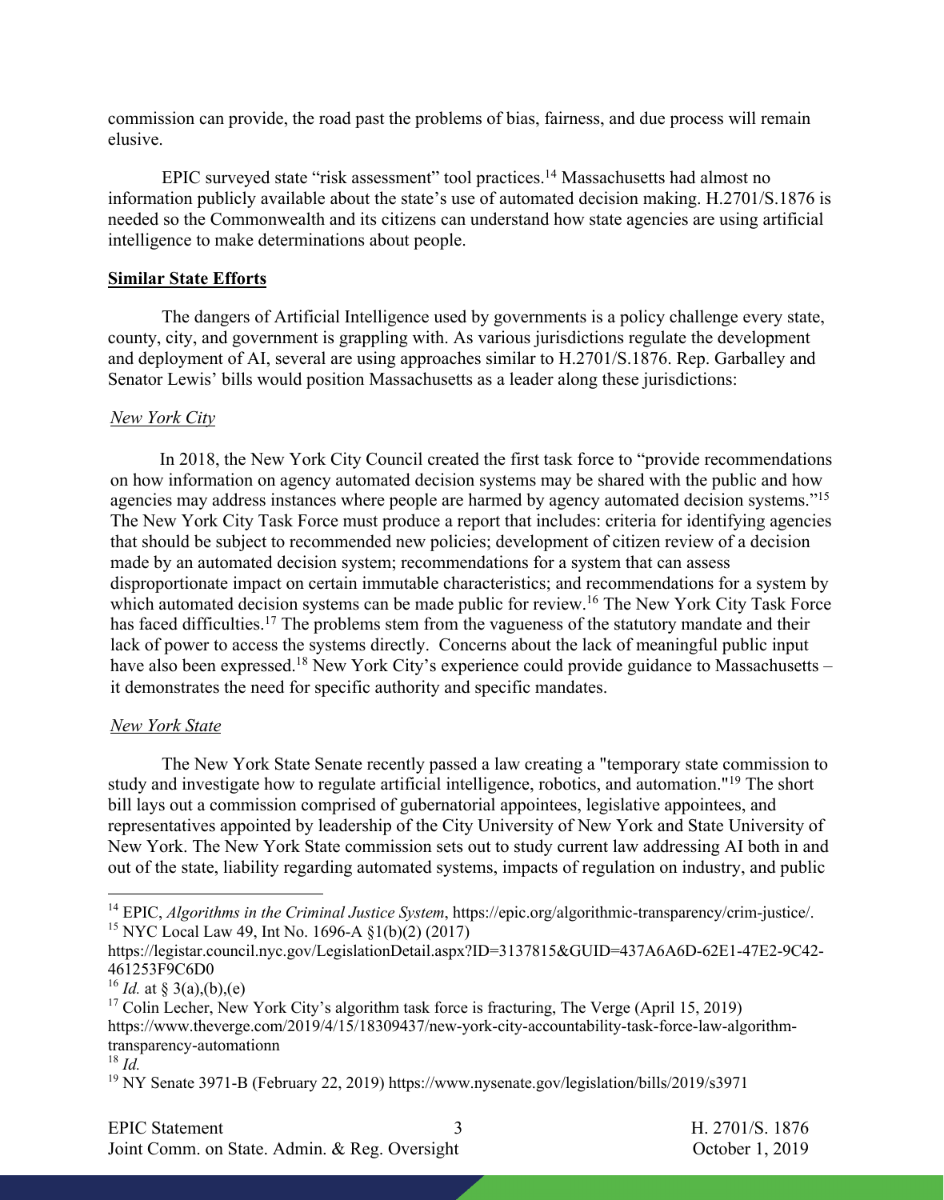commission can provide, the road past the problems of bias, fairness, and due process will remain elusive.

EPIC surveyed state "risk assessment" tool practices.[14] Massachusetts had almost no information publicly available about the state's use of automated decision making. H.2701/S.1876 is needed so the Commonwealth and its citizens can understand how state agencies are using artificial intelligence to make determinations about people.

**Similar State Efforts**

The dangers of Artificial Intelligence used by governments is a policy challenge every state, county, city, and government is grappling with. As various jurisdictions regulate the development and deployment of AI, several are using approaches similar to H.2701/S.1876. Rep. Garballey and Senator Lewis' bills would position Massachusetts as a leader along these jurisdictions:

*New York City*

In 2018, the New York City Council created the first task force to "provide recommendations on how information on agency automated decision systems may be shared with the public and how agencies may address instances where people are harmed by agency automated decision systems."[15] The New York City Task Force must produce a report that includes: criteria for identifying agencies that should be subject to recommended new policies; development of citizen review of a decision made by an automated decision system; recommendations for a system that can assess disproportionate impact on certain immutable characteristics; and recommendations for a system by which automated decision systems can be made public for review.[16] The New York City Task Force has faced difficulties.[17] The problems stem from the vagueness of the statutory mandate and their lack of power to access the systems directly. Concerns about the lack of meaningful public input have also been expressed.[18] New York City's experience could provide guidance to Massachusetts – it demonstrates the need for specific authority and specific mandates.

*New York State*

The New York State Senate recently passed a law creating a "temporary state commission to study and investigate how to regulate artificial intelligence, robotics, and automation."[19] The short bill lays out a commission comprised of gubernatorial appointees, legislative appointees, and representatives appointed by leadership of the City University of New York and State University of New York. The New York State commission sets out to study current law addressing AI both in and out of the state, liability regarding automated systems, impacts of regulation on industry, and public

---

[14] EPIC, *Algorithms in the Criminal Justice System*, https://epic.org/algorithmic-transparency/crim-justice/.

[15] NYC Local Law 49, Int No. 1696-A §1(b)(2) (2017) https://legistar.council.nyc.gov/LegislationDetail.aspx?ID=3137815&GUID=437A6A6D-62E1-47E2-9C42-461253F9C6D0

[16] *Id.* at § 3(a),(b),(e)

[17] Colin Lecher, New York City's algorithm task force is fracturing, The Verge (April 15, 2019) https://www.theverge.com/2019/4/15/18309437/new-york-city-accountability-task-force-law-algorithm-transparency-automationn

[18] *Id.*

[19] NY Senate 3971-B (February 22, 2019) https://www.nysenate.gov/legislation/bills/2019/s3971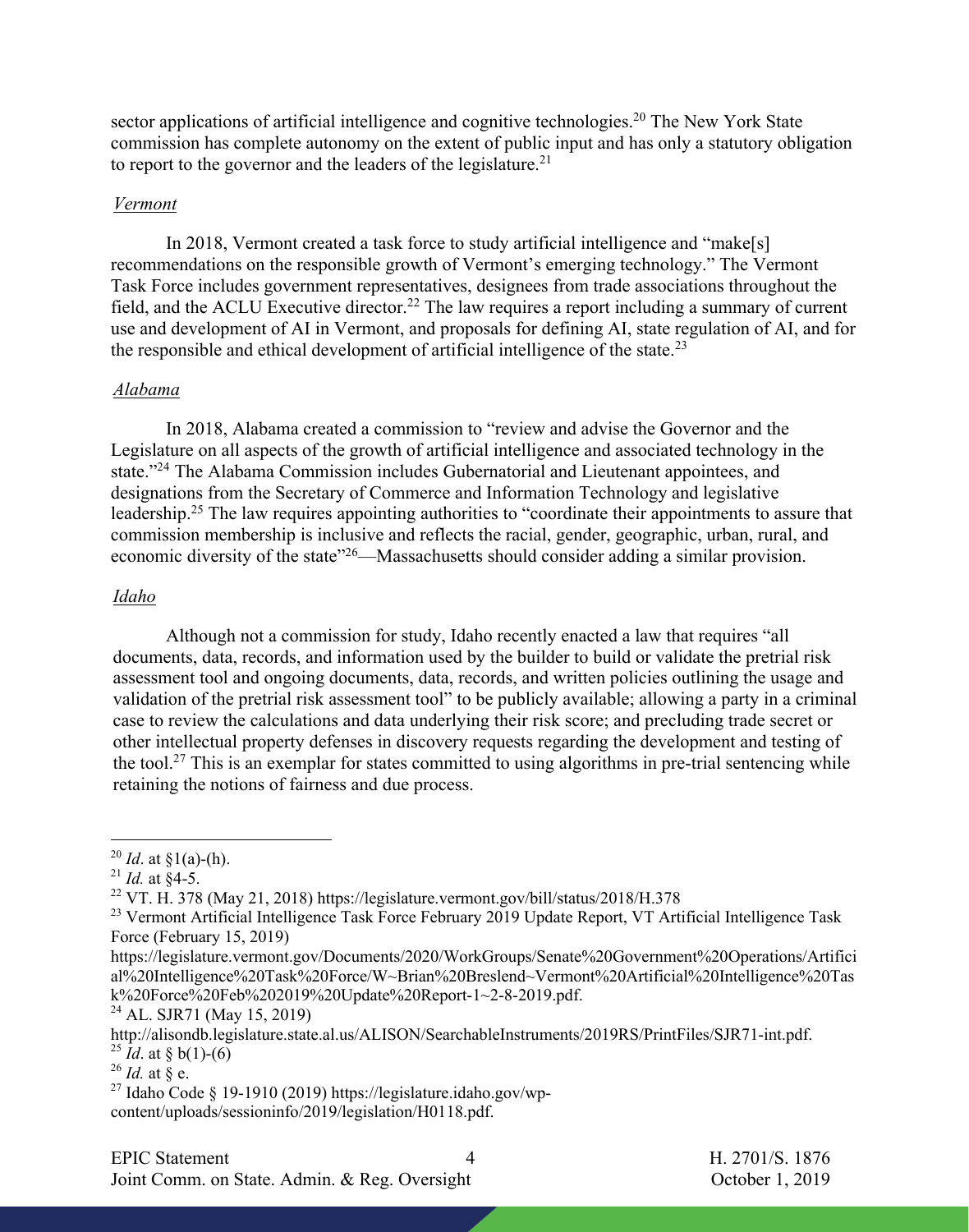sector applications of artificial intelligence and cognitive technologies.[20] The New York State commission has complete autonomy on the extent of public input and has only a statutory obligation to report to the governor and the leaders of the legislature.[21]

*Vermont*

In 2018, Vermont created a task force to study artificial intelligence and "make[s] recommendations on the responsible growth of Vermont's emerging technology." The Vermont Task Force includes government representatives, designees from trade associations throughout the field, and the ACLU Executive director.[22] The law requires a report including a summary of current use and development of AI in Vermont, and proposals for defining AI, state regulation of AI, and for the responsible and ethical development of artificial intelligence of the state.[23]

*Alabama*

In 2018, Alabama created a commission to "review and advise the Governor and the Legislature on all aspects of the growth of artificial intelligence and associated technology in the state."[24] The Alabama Commission includes Gubernatorial and Lieutenant appointees, and designations from the Secretary of Commerce and Information Technology and legislative leadership.[25] The law requires appointing authorities to "coordinate their appointments to assure that commission membership is inclusive and reflects the racial, gender, geographic, urban, rural, and economic diversity of the state"[26]—Massachusetts should consider adding a similar provision.

*Idaho*

Although not a commission for study, Idaho recently enacted a law that requires "all documents, data, records, and information used by the builder to build or validate the pretrial risk assessment tool and ongoing documents, data, records, and written policies outlining the usage and validation of the pretrial risk assessment tool" to be publicly available; allowing a party in a criminal case to review the calculations and data underlying their risk score; and precluding trade secret or other intellectual property defenses in discovery requests regarding the development and testing of the tool.[27] This is an exemplar for states committed to using algorithms in pre-trial sentencing while retaining the notions of fairness and due process.

---

[20] *Id*. at §1(a)-(h).

[21] *Id.* at §4-5.

[22] VT. H. 378 (May 21, 2018) https://legislature.vermont.gov/bill/status/2018/H.378

[23] Vermont Artificial Intelligence Task Force February 2019 Update Report, VT Artificial Intelligence Task Force (February 15, 2019) https://legislature.vermont.gov/Documents/2020/WorkGroups/Senate%20Government%20Operations/Artificial%20Intelligence%20Task%20Force/W~Brian%20Breslend~Vermont%20Artificial%20Intelligence%20Task%20Force%20Feb%202019%20Update%20Report-1~2-8-2019.pdf.

[24] AL. SJR71 (May 15, 2019) http://alisondb.legislature.state.al.us/ALISON/SearchableInstruments/2019RS/PrintFiles/SJR71-int.pdf.

[25] *Id*. at § b(1)-(6)

[26] *Id.* at § e.

[27] Idaho Code § 19-1910 (2019) https://legislature.idaho.gov/wp-content/uploads/sessioninfo/2019/legislation/H0118.pdf.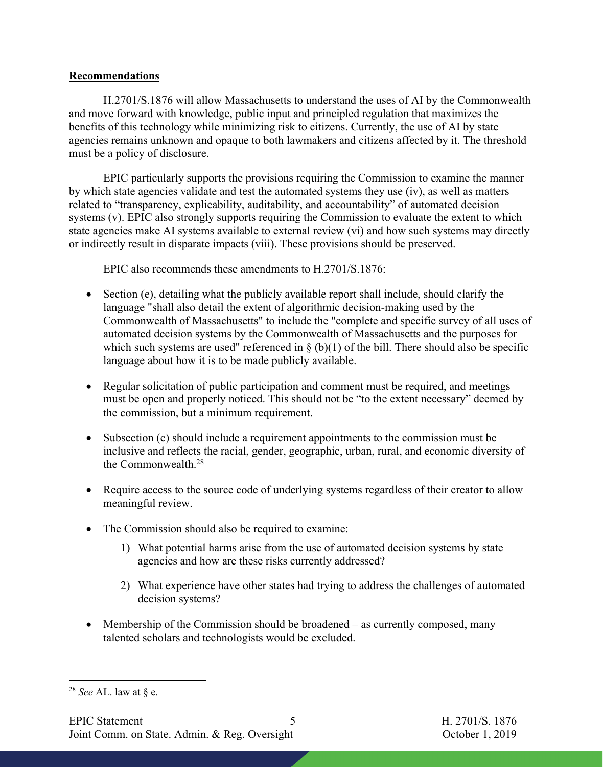**Recommendations**

H.2701/S.1876 will allow Massachusetts to understand the uses of AI by the Commonwealth and move forward with knowledge, public input and principled regulation that maximizes the benefits of this technology while minimizing risk to citizens. Currently, the use of AI by state agencies remains unknown and opaque to both lawmakers and citizens affected by it. The threshold must be a policy of disclosure.

EPIC particularly supports the provisions requiring the Commission to examine the manner by which state agencies validate and test the automated systems they use (iv), as well as matters related to "transparency, explicability, auditability, and accountability" of automated decision systems (v). EPIC also strongly supports requiring the Commission to evaluate the extent to which state agencies make AI systems available to external review (vi) and how such systems may directly or indirectly result in disparate impacts (viii). These provisions should be preserved.

EPIC also recommends these amendments to H.2701/S.1876:

- Section (e), detailing what the publicly available report shall include, should clarify the language "shall also detail the extent of algorithmic decision-making used by the Commonwealth of Massachusetts" to include the "complete and specific survey of all uses of automated decision systems by the Commonwealth of Massachusetts and the purposes for which such systems are used" referenced in § (b)(1) of the bill. There should also be specific language about how it is to be made publicly available.
- Regular solicitation of public participation and comment must be required, and meetings must be open and properly noticed. This should not be "to the extent necessary" deemed by the commission, but a minimum requirement.
- Subsection (c) should include a requirement appointments to the commission must be inclusive and reflects the racial, gender, geographic, urban, rural, and economic diversity of the Commonwealth.[28]
- Require access to the source code of underlying systems regardless of their creator to allow meaningful review.
- The Commission should also be required to examine:
    1) What potential harms arise from the use of automated decision systems by state agencies and how are these risks currently addressed?
    2) What experience have other states had trying to address the challenges of automated decision systems?
- Membership of the Commission should be broadened – as currently composed, many talented scholars and technologists would be excluded.

---

[28] *See* AL. law at § e.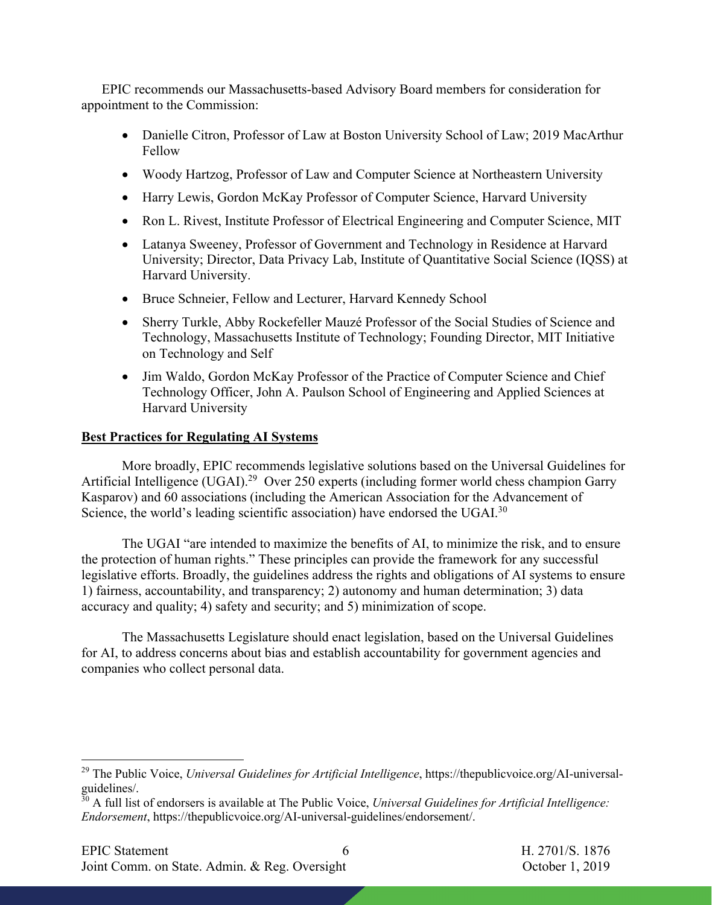EPIC recommends our Massachusetts-based Advisory Board members for consideration for appointment to the Commission:

- Danielle Citron, Professor of Law at Boston University School of Law; 2019 MacArthur Fellow
- Woody Hartzog, Professor of Law and Computer Science at Northeastern University
- Harry Lewis, Gordon McKay Professor of Computer Science, Harvard University
- Ron L. Rivest, Institute Professor of Electrical Engineering and Computer Science, MIT
- Latanya Sweeney, Professor of Government and Technology in Residence at Harvard University; Director, Data Privacy Lab, Institute of Quantitative Social Science (IQSS) at Harvard University.
- Bruce Schneier, Fellow and Lecturer, Harvard Kennedy School
- Sherry Turkle, Abby Rockefeller Mauzé Professor of the Social Studies of Science and Technology, Massachusetts Institute of Technology; Founding Director, MIT Initiative on Technology and Self
- Jim Waldo, Gordon McKay Professor of the Practice of Computer Science and Chief Technology Officer, John A. Paulson School of Engineering and Applied Sciences at Harvard University

**Best Practices for Regulating AI Systems**

More broadly, EPIC recommends legislative solutions based on the Universal Guidelines for Artificial Intelligence (UGAI).[29] Over 250 experts (including former world chess champion Garry Kasparov) and 60 associations (including the American Association for the Advancement of Science, the world's leading scientific association) have endorsed the UGAI.[30]

The UGAI "are intended to maximize the benefits of AI, to minimize the risk, and to ensure the protection of human rights." These principles can provide the framework for any successful legislative efforts. Broadly, the guidelines address the rights and obligations of AI systems to ensure 1) fairness, accountability, and transparency; 2) autonomy and human determination; 3) data accuracy and quality; 4) safety and security; and 5) minimization of scope.

The Massachusetts Legislature should enact legislation, based on the Universal Guidelines for AI, to address concerns about bias and establish accountability for government agencies and companies who collect personal data.

---

[29] The Public Voice, *Universal Guidelines for Artificial Intelligence*, https://thepublicvoice.org/AI-universal-guidelines/.

[30] A full list of endorsers is available at The Public Voice, *Universal Guidelines for Artificial Intelligence: Endorsement*, https://thepublicvoice.org/AI-universal-guidelines/endorsement/.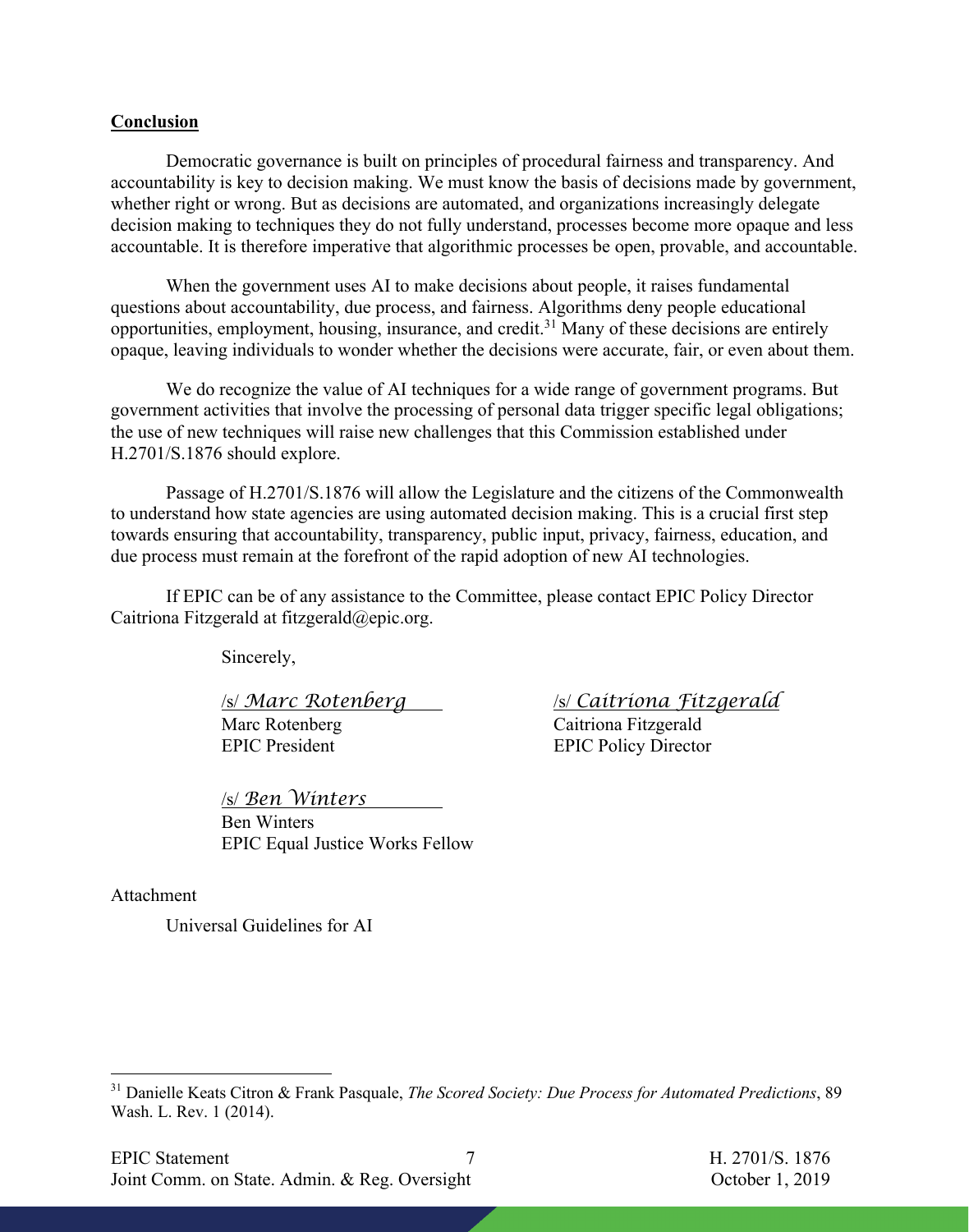**Conclusion**

Democratic governance is built on principles of procedural fairness and transparency. And accountability is key to decision making. We must know the basis of decisions made by government, whether right or wrong. But as decisions are automated, and organizations increasingly delegate decision making to techniques they do not fully understand, processes become more opaque and less accountable. It is therefore imperative that algorithmic processes be open, provable, and accountable.

When the government uses AI to make decisions about people, it raises fundamental questions about accountability, due process, and fairness. Algorithms deny people educational opportunities, employment, housing, insurance, and credit.[31] Many of these decisions are entirely opaque, leaving individuals to wonder whether the decisions were accurate, fair, or even about them.

We do recognize the value of AI techniques for a wide range of government programs. But government activities that involve the processing of personal data trigger specific legal obligations; the use of new techniques will raise new challenges that this Commission established under H.2701/S.1876 should explore.

Passage of H.2701/S.1876 will allow the Legislature and the citizens of the Commonwealth to understand how state agencies are using automated decision making. This is a crucial first step towards ensuring that accountability, transparency, public input, privacy, fairness, education, and due process must remain at the forefront of the rapid adoption of new AI technologies.

If EPIC can be of any assistance to the Committee, please contact EPIC Policy Director Caitriona Fitzgerald at fitzgerald@epic.org.

Sincerely,

/s/ *Marc Rotenberg*
Marc Rotenberg
EPIC President

/s/ *Caitriona Fitzgerald*
Caitriona Fitzgerald
EPIC Policy Director

/s/ *Ben Winters*
Ben Winters
EPIC Equal Justice Works Fellow

Attachment

Universal Guidelines for AI

[31] Danielle Keats Citron & Frank Pasquale, *The Scored Society: Due Process for Automated Predictions*, 89 Wash. L. Rev. 1 (2014).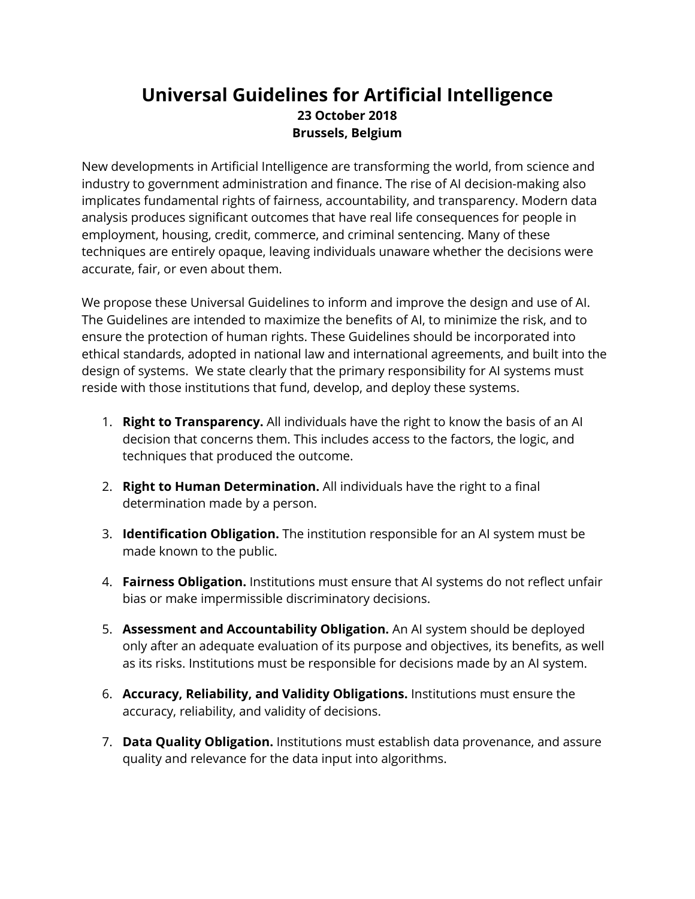# Universal Guidelines for Artificial Intelligence

**23 October 2018**
**Brussels, Belgium**

New developments in Artificial Intelligence are transforming the world, from science and industry to government administration and finance. The rise of AI decision-making also implicates fundamental rights of fairness, accountability, and transparency. Modern data analysis produces significant outcomes that have real life consequences for people in employment, housing, credit, commerce, and criminal sentencing. Many of these techniques are entirely opaque, leaving individuals unaware whether the decisions were accurate, fair, or even about them.

We propose these Universal Guidelines to inform and improve the design and use of AI. The Guidelines are intended to maximize the benefits of AI, to minimize the risk, and to ensure the protection of human rights. These Guidelines should be incorporated into ethical standards, adopted in national law and international agreements, and built into the design of systems. We state clearly that the primary responsibility for AI systems must reside with those institutions that fund, develop, and deploy these systems.

1. **Right to Transparency.** All individuals have the right to know the basis of an AI decision that concerns them. This includes access to the factors, the logic, and techniques that produced the outcome.

2. **Right to Human Determination.** All individuals have the right to a final determination made by a person.

3. **Identification Obligation.** The institution responsible for an AI system must be made known to the public.

4. **Fairness Obligation.** Institutions must ensure that AI systems do not reflect unfair bias or make impermissible discriminatory decisions.

5. **Assessment and Accountability Obligation.** An AI system should be deployed only after an adequate evaluation of its purpose and objectives, its benefits, as well as its risks. Institutions must be responsible for decisions made by an AI system.

6. **Accuracy, Reliability, and Validity Obligations.** Institutions must ensure the accuracy, reliability, and validity of decisions.

7. **Data Quality Obligation.** Institutions must establish data provenance, and assure quality and relevance for the data input into algorithms.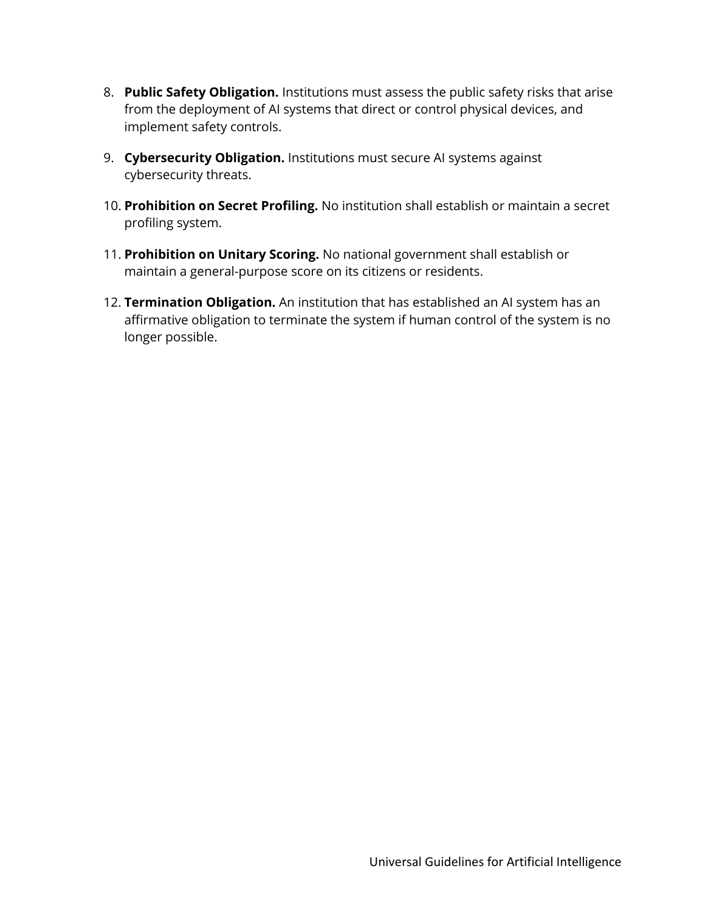8. **Public Safety Obligation.** Institutions must assess the public safety risks that arise from the deployment of AI systems that direct or control physical devices, and implement safety controls.

9. **Cybersecurity Obligation.** Institutions must secure AI systems against cybersecurity threats.

10. **Prohibition on Secret Profiling.** No institution shall establish or maintain a secret profiling system.

11. **Prohibition on Unitary Scoring.** No national government shall establish or maintain a general-purpose score on its citizens or residents.

12. **Termination Obligation.** An institution that has established an AI system has an affirmative obligation to terminate the system if human control of the system is no longer possible.